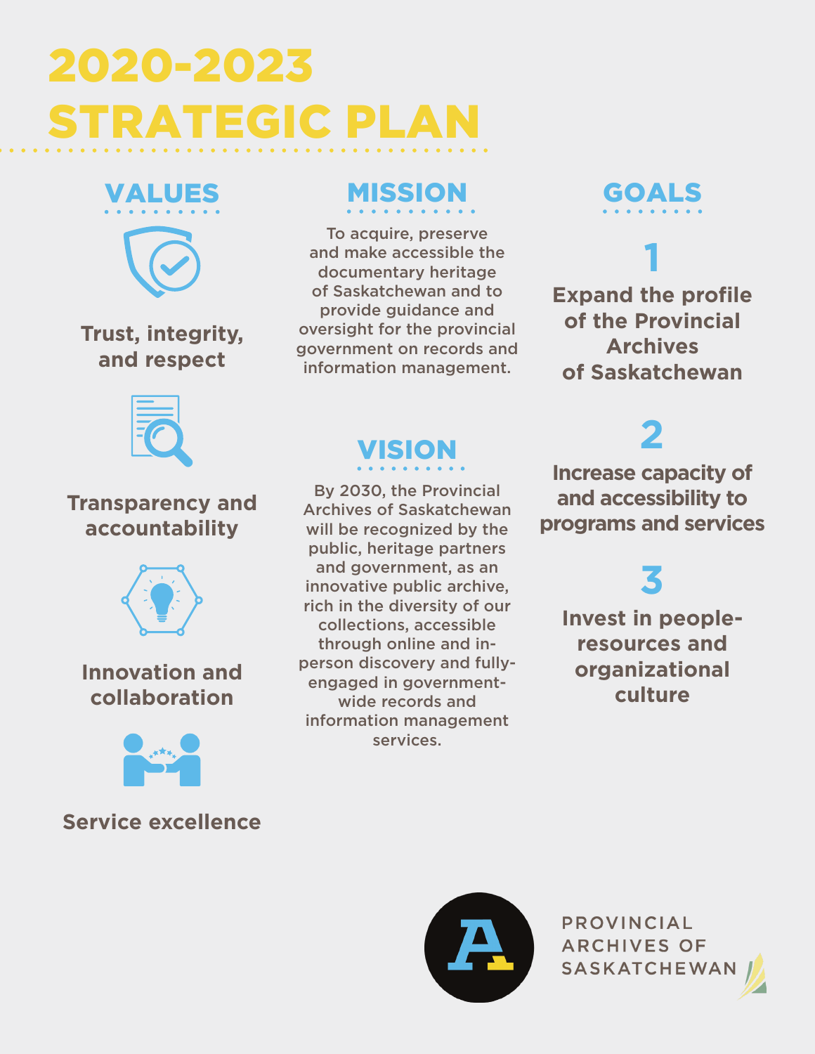# 2020-2023 STRATEGIC PLAN

## VALUES

Trust, integrity, and respect

Transparency and accountability

Innovation and collaboration

Service excellence

## MISSION

To acquire, preserve and make accessible the documentary heritage of Saskatchewan and to provide guidance and oversight for the provincial government on records and information management.

## VISION

By 2030, the Provincial Archives of Saskatchewan will be recognized by the public, heritage partners and government, as an innovative public archive, rich in the diversity of our collections, accessible through online and in-person discovery and fully-engaged in government-wide records and information management services.

## GOALS

**1**

**Expand the profile of the Provincial Archives of Saskatchewan**

**2**

**Increase capacity of and accessibility to programs and services**

**3**

**Invest in people-resources and organizational culture**

PROVINCIAL ARCHIVES OF SASKATCHEWAN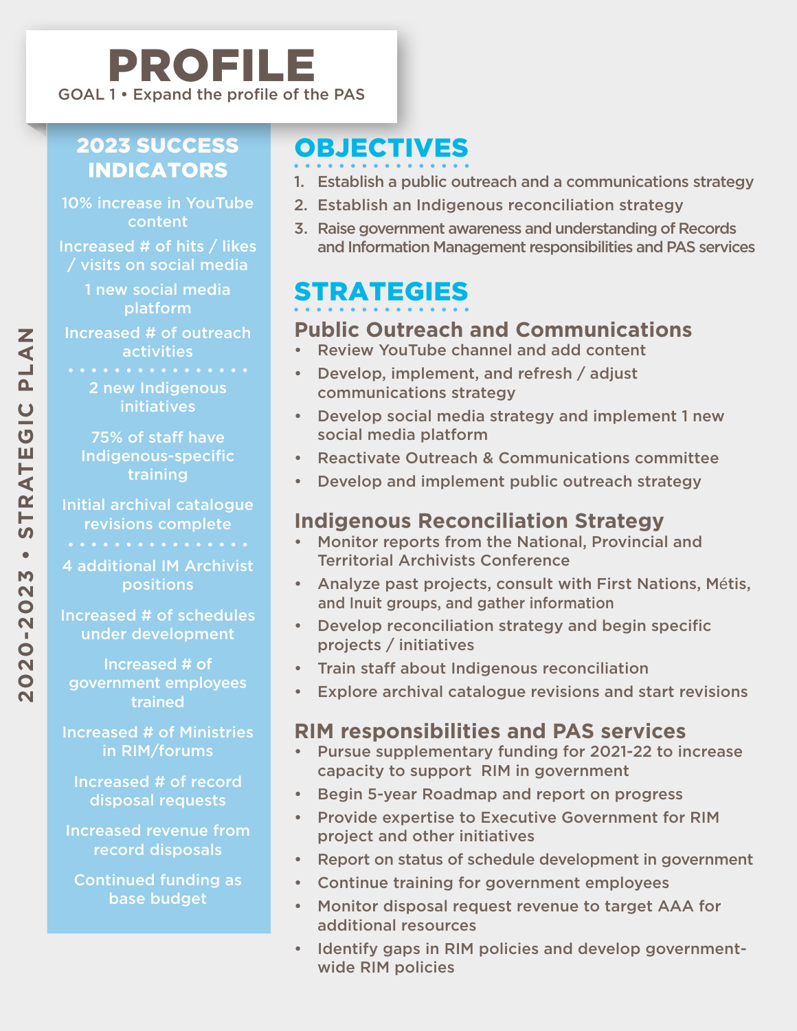# PROFILE

GOAL 1 • Expand the profile of the PAS

2020-2023 • STRATEGIC PLAN

## 2023 SUCCESS INDICATORS

- 10% increase in YouTube content
- Increased # of hits / likes / visits on social media
- 1 new social media platform
- Increased # of outreach activities

---

- 2 new Indigenous initiatives
- 75% of staff have Indigenous-specific training
- Initial archival catalogue revisions complete

---

- 4 additional IM Archivist positions
- Increased # of schedules under development
- Increased # of government employees trained
- Increased # of Ministries in RIM/forums
- Increased # of record disposal requests
- Increased revenue from record disposals
- Continued funding as base budget

## OBJECTIVES

1. Establish a public outreach and a communications strategy
2. Establish an Indigenous reconciliation strategy
3. Raise government awareness and understanding of Records and Information Management responsibilities and PAS services

## STRATEGIES

### Public Outreach and Communications

- Review YouTube channel and add content
- Develop, implement, and refresh / adjust communications strategy
- Develop social media strategy and implement 1 new social media platform
- Reactivate Outreach & Communications committee
- Develop and implement public outreach strategy

### Indigenous Reconciliation Strategy

- Monitor reports from the National, Provincial and Territorial Archivists Conference
- Analyze past projects, consult with First Nations, Métis, and Inuit groups, and gather information
- Develop reconciliation strategy and begin specific projects / initiatives
- Train staff about Indigenous reconciliation
- Explore archival catalogue revisions and start revisions

### RIM responsibilities and PAS services

- Pursue supplementary funding for 2021-22 to increase capacity to support RIM in government
- Begin 5-year Roadmap and report on progress
- Provide expertise to Executive Government for RIM project and other initiatives
- Report on status of schedule development in government
- Continue training for government employees
- Monitor disposal request revenue to target AAA for additional resources
- Identify gaps in RIM policies and develop government-wide RIM policies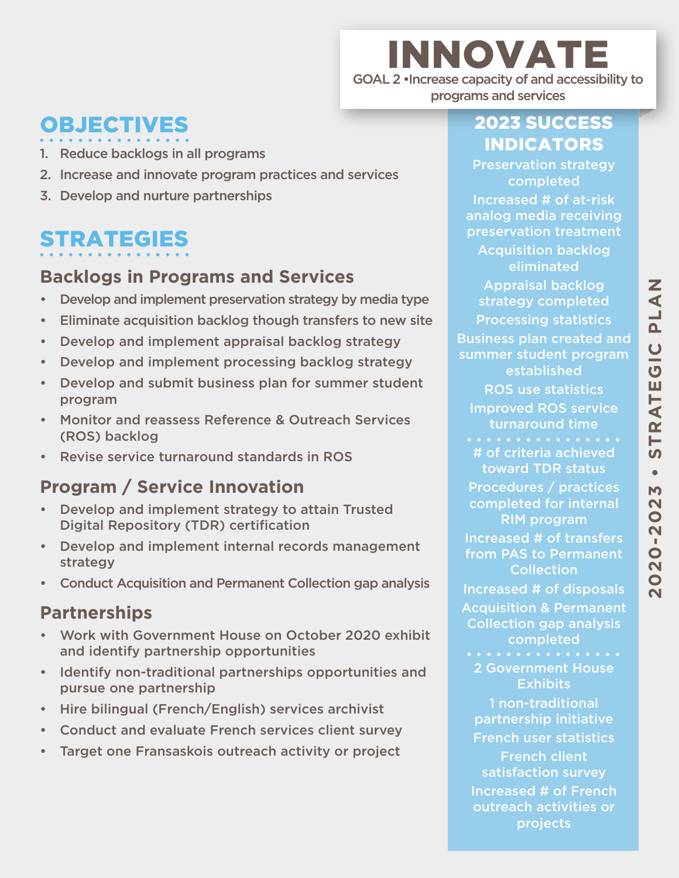# INNOVATE

GOAL 2 •Increase capacity of and accessibility to programs and services

## OBJECTIVES

1. Reduce backlogs in all programs
2. Increase and innovate program practices and services
3. Develop and nurture partnerships

## STRATEGIES

### Backlogs in Programs and Services

- Develop and implement preservation strategy by media type
- Eliminate acquisition backlog though transfers to new site
- Develop and implement appraisal backlog strategy
- Develop and implement processing backlog strategy
- Develop and submit business plan for summer student program
- Monitor and reassess Reference & Outreach Services (ROS) backlog
- Revise service turnaround standards in ROS

### Program / Service Innovation

- Develop and implement strategy to attain Trusted Digital Repository (TDR) certification
- Develop and implement internal records management strategy
- Conduct Acquisition and Permanent Collection gap analysis

### Partnerships

- Work with Government House on October 2020 exhibit and identify partnership opportunities
- Identify non-traditional partnerships opportunities and pursue one partnership
- Hire bilingual (French/English) services archivist
- Conduct and evaluate French services client survey
- Target one Fransaskois outreach activity or project

## 2023 SUCCESS INDICATORS

Preservation strategy completed

Increased # of at-risk analog media receiving preservation treatment

Acquisition backlog eliminated

Appraisal backlog strategy completed

Processing statistics

Business plan created and summer student program established

ROS use statistics

Improved ROS service turnaround time

# of criteria achieved toward TDR status

Procedures / practices completed for internal RIM program

Increased # of transfers from PAS to Permanent Collection

Increased # of disposals

Acquisition & Permanent Collection gap analysis completed

2 Government House Exhibits

1 non-traditional partnership initiative

French user statistics

French client satisfaction survey

Increased # of French outreach activities or projects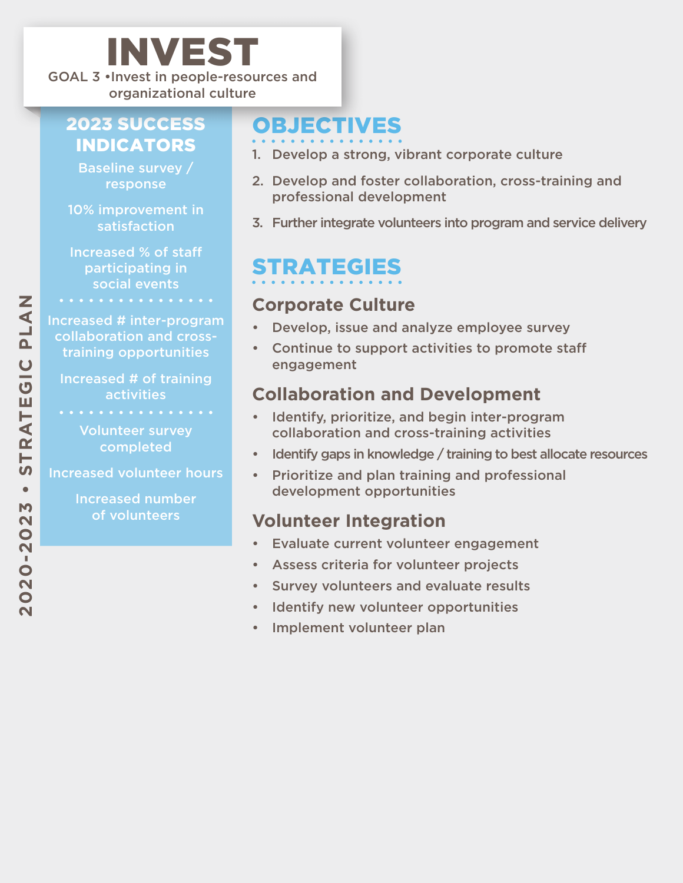# INVEST

GOAL 3 • Invest in people-resources and organizational culture

## 2023 SUCCESS INDICATORS

Baseline survey / response

10% improvement in satisfaction

Increased % of staff participating in social events

Increased # inter-program collaboration and cross-training opportunities

Increased # of training activities

Volunteer survey completed

Increased volunteer hours

Increased number of volunteers

## OBJECTIVES

1. Develop a strong, vibrant corporate culture
2. Develop and foster collaboration, cross-training and professional development
3. Further integrate volunteers into program and service delivery

## STRATEGIES

### Corporate Culture

- Develop, issue and analyze employee survey
- Continue to support activities to promote staff engagement

### Collaboration and Development

- Identify, prioritize, and begin inter-program collaboration and cross-training activities
- Identify gaps in knowledge / training to best allocate resources
- Prioritize and plan training and professional development opportunities

### Volunteer Integration

- Evaluate current volunteer engagement
- Assess criteria for volunteer projects
- Survey volunteers and evaluate results
- Identify new volunteer opportunities
- Implement volunteer plan